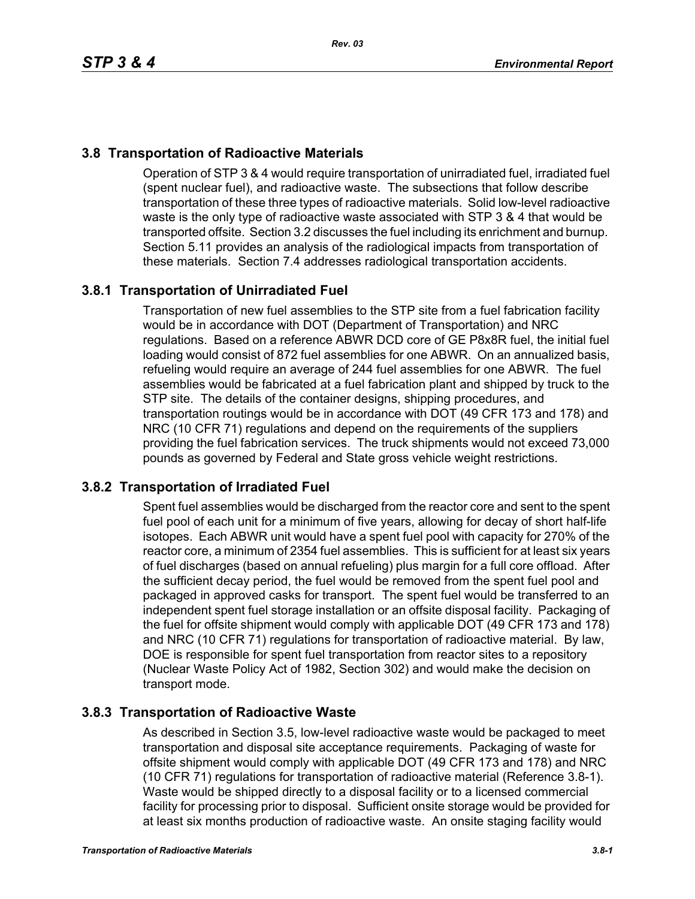## 3.8 Transportation of Radioactive Materials

Operation of STP 3 & 4 would require transportation of unirradiated fuel, irradiated fuel (spent nuclear fuel), and radioactive waste. The subsections that follow describe transportation of these three types of radioactive materials. Solid low-level radioactive waste is the only type of radioactive waste associated with STP 3 & 4 that would be transported offsite. Section 3.2 discusses the fuel including its enrichment and burnup. Section 5.11 provides an analysis of the radiological impacts from transportation of these materials. Section 7.4 addresses radiological transportation accidents.

### 3.8.1 Transportation of Unirradiated Fuel

Transportation of new fuel assemblies to the STP site from a fuel fabrication facility would be in accordance with DOT (Department of Transportation) and NRC regulations. Based on a reference ABWR DCD core of GE P8x8R fuel, the initial fuel loading would consist of 872 fuel assemblies for one ABWR. On an annualized basis, refueling would require an average of 244 fuel assemblies for one ABWR. The fuel assemblies would be fabricated at a fuel fabrication plant and shipped by truck to the STP site. The details of the container designs, shipping procedures, and transportation routings would be in accordance with DOT (49 CFR 173 and 178) and NRC (10 CFR 71) regulations and depend on the requirements of the suppliers providing the fuel fabrication services. The truck shipments would not exceed 73,000 pounds as governed by Federal and State gross vehicle weight restrictions.

### 3.8.2 Transportation of Irradiated Fuel

Spent fuel assemblies would be discharged from the reactor core and sent to the spent fuel pool of each unit for a minimum of five years, allowing for decay of short half-life isotopes. Each ABWR unit would have a spent fuel pool with capacity for 270% of the reactor core, a minimum of 2354 fuel assemblies. This is sufficient for at least six years of fuel discharges (based on annual refueling) plus margin for a full core offload. After the sufficient decay period, the fuel would be removed from the spent fuel pool and packaged in approved casks for transport. The spent fuel would be transferred to an independent spent fuel storage installation or an offsite disposal facility. Packaging of the fuel for offsite shipment would comply with applicable DOT (49 CFR 173 and 178) and NRC (10 CFR 71) regulations for transportation of radioactive material. By law, DOE is responsible for spent fuel transportation from reactor sites to a repository (Nuclear Waste Policy Act of 1982, Section 302) and would make the decision on transport mode.

### 3.8.3 Transportation of Radioactive Waste

As described in Section 3.5, low-level radioactive waste would be packaged to meet transportation and disposal site acceptance requirements. Packaging of waste for offsite shipment would comply with applicable DOT (49 CFR 173 and 178) and NRC (10 CFR 71) regulations for transportation of radioactive material (Reference 3.8-1). Waste would be shipped directly to a disposal facility or to a licensed commercial facility for processing prior to disposal. Sufficient onsite storage would be provided for at least six months production of radioactive waste. An onsite staging facility would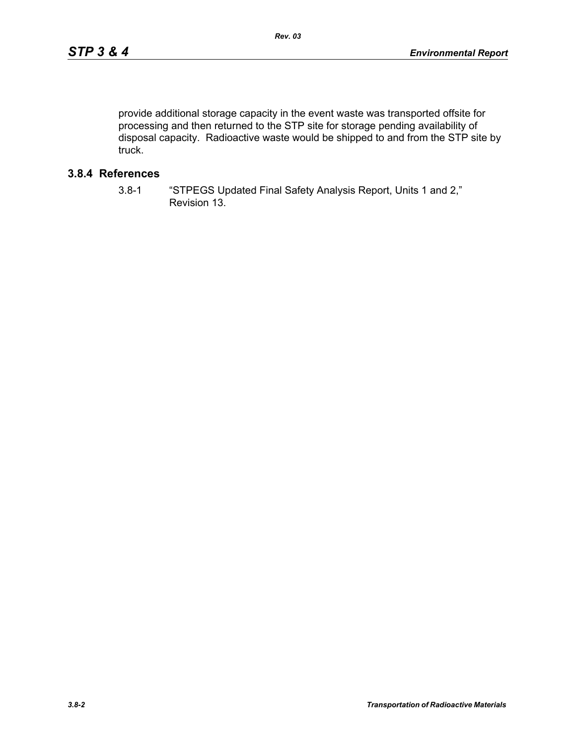provide additional storage capacity in the event waste was transported offsite for processing and then returned to the STP site for storage pending availability of disposal capacity. Radioactive waste would be shipped to and from the STP site by truck.

### 3.8.4 References

3.8-1 "STPEGS Updated Final Safety Analysis Report, Units 1 and 2," Revision 13.